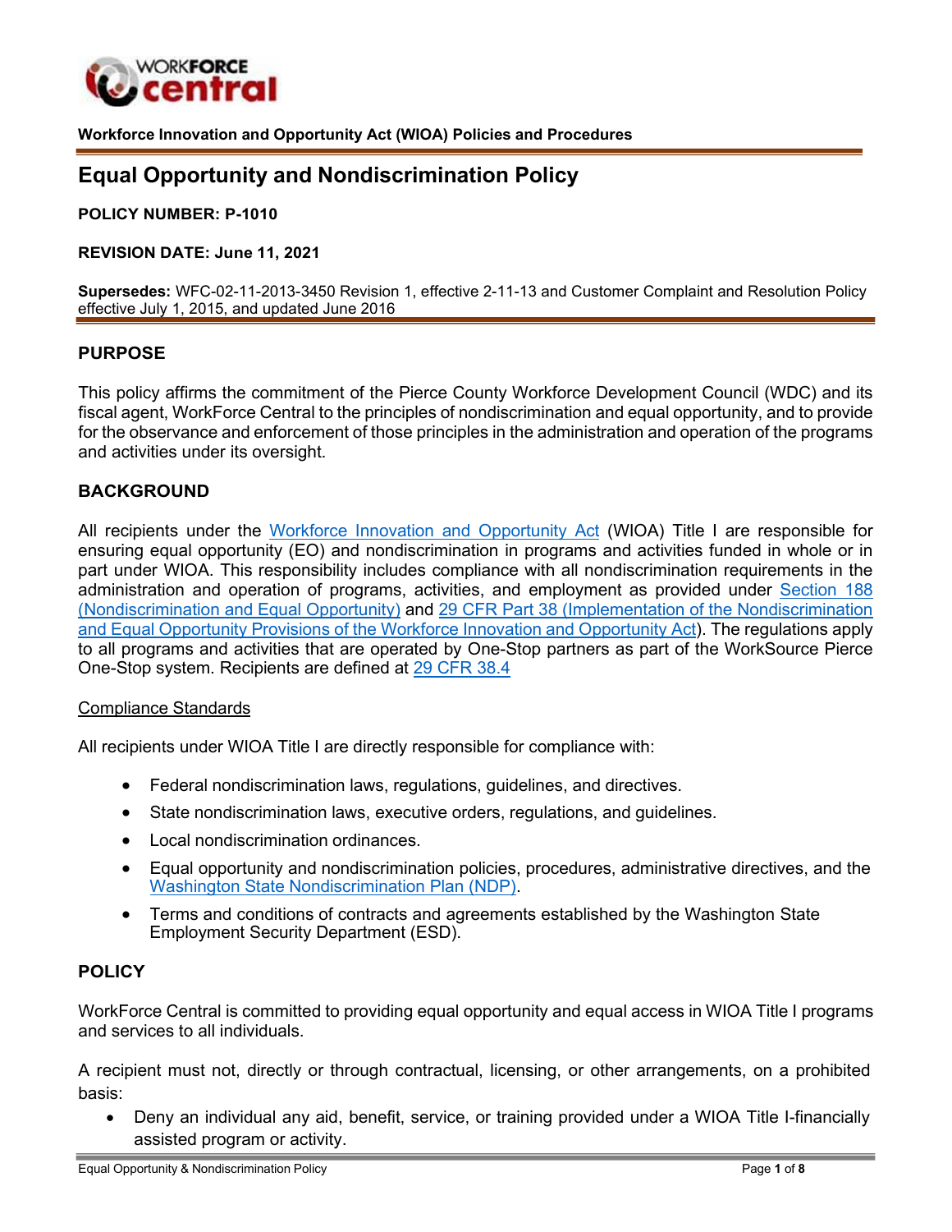**Workforce Innovation and Opportunity Act (WIOA) Policies and Procedures**

# Equal Opportunity and Nondiscrimination Policy

**POLICY NUMBER: P-1010**

**REVISION DATE: June 11, 2021**

**Supersedes:** WFC-02-11-2013-3450 Revision 1, effective 2-11-13 and Customer Complaint and Resolution Policy effective July 1, 2015, and updated June 2016

## PURPOSE

This policy affirms the commitment of the Pierce County Workforce Development Council (WDC) and its fiscal agent, WorkForce Central to the principles of nondiscrimination and equal opportunity, and to provide for the observance and enforcement of those principles in the administration and operation of the programs and activities under its oversight.

## BACKGROUND

All recipients under the Workforce Innovation and Opportunity Act (WIOA) Title I are responsible for ensuring equal opportunity (EO) and nondiscrimination in programs and activities funded in whole or in part under WIOA. This responsibility includes compliance with all nondiscrimination requirements in the administration and operation of programs, activities, and employment as provided under Section 188 (Nondiscrimination and Equal Opportunity) and 29 CFR Part 38 (Implementation of the Nondiscrimination and Equal Opportunity Provisions of the Workforce Innovation and Opportunity Act). The regulations apply to all programs and activities that are operated by One-Stop partners as part of the WorkSource Pierce One-Stop system. Recipients are defined at 29 CFR 38.4

Compliance Standards

All recipients under WIOA Title I are directly responsible for compliance with:

- Federal nondiscrimination laws, regulations, guidelines, and directives.
- State nondiscrimination laws, executive orders, regulations, and guidelines.
- Local nondiscrimination ordinances.
- Equal opportunity and nondiscrimination policies, procedures, administrative directives, and the Washington State Nondiscrimination Plan (NDP).
- Terms and conditions of contracts and agreements established by the Washington State Employment Security Department (ESD).

## POLICY

WorkForce Central is committed to providing equal opportunity and equal access in WIOA Title I programs and services to all individuals.

A recipient must not, directly or through contractual, licensing, or other arrangements, on a prohibited basis:

- Deny an individual any aid, benefit, service, or training provided under a WIOA Title I-financially assisted program or activity.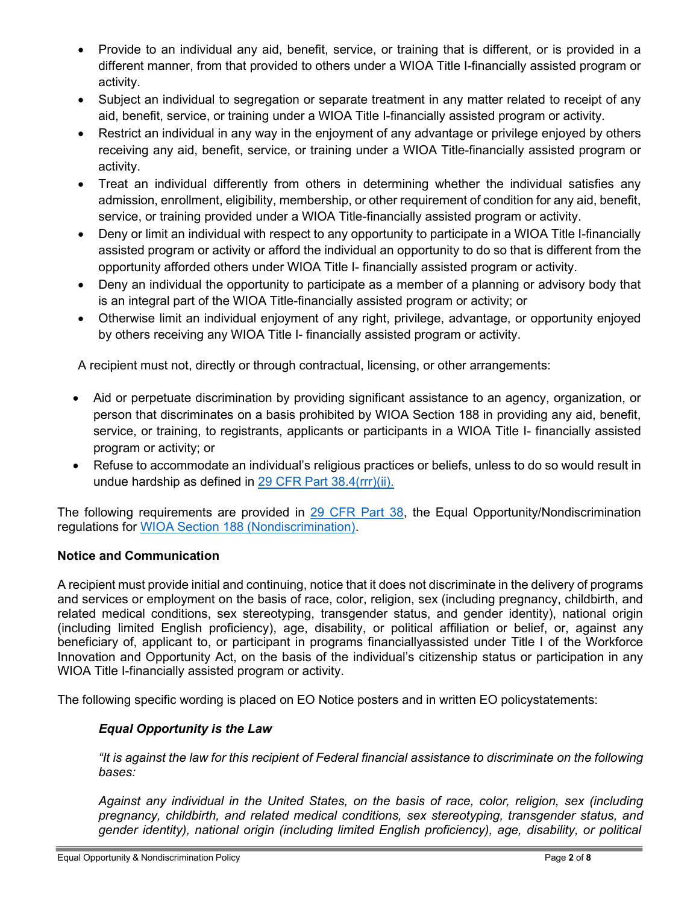- Provide to an individual any aid, benefit, service, or training that is different, or is provided in a different manner, from that provided to others under a WIOA Title I-financially assisted program or activity.
- Subject an individual to segregation or separate treatment in any matter related to receipt of any aid, benefit, service, or training under a WIOA Title I-financially assisted program or activity.
- Restrict an individual in any way in the enjoyment of any advantage or privilege enjoyed by others receiving any aid, benefit, service, or training under a WIOA Title-financially assisted program or activity.
- Treat an individual differently from others in determining whether the individual satisfies any admission, enrollment, eligibility, membership, or other requirement of condition for any aid, benefit, service, or training provided under a WIOA Title-financially assisted program or activity.
- Deny or limit an individual with respect to any opportunity to participate in a WIOA Title I-financially assisted program or activity or afford the individual an opportunity to do so that is different from the opportunity afforded others under WIOA Title I- financially assisted program or activity.
- Deny an individual the opportunity to participate as a member of a planning or advisory body that is an integral part of the WIOA Title-financially assisted program or activity; or
- Otherwise limit an individual enjoyment of any right, privilege, advantage, or opportunity enjoyed by others receiving any WIOA Title I- financially assisted program or activity.

A recipient must not, directly or through contractual, licensing, or other arrangements:

- Aid or perpetuate discrimination by providing significant assistance to an agency, organization, or person that discriminates on a basis prohibited by WIOA Section 188 in providing any aid, benefit, service, or training, to registrants, applicants or participants in a WIOA Title I- financially assisted program or activity; or
- Refuse to accommodate an individual's religious practices or beliefs, unless to do so would result in undue hardship as defined in 29 CFR Part 38.4(rrr)(ii).

The following requirements are provided in 29 CFR Part 38, the Equal Opportunity/Nondiscrimination regulations for WIOA Section 188 (Nondiscrimination).

**Notice and Communication**

A recipient must provide initial and continuing, notice that it does not discriminate in the delivery of programs and services or employment on the basis of race, color, religion, sex (including pregnancy, childbirth, and related medical conditions, sex stereotyping, transgender status, and gender identity), national origin (including limited English proficiency), age, disability, or political affiliation or belief, or, against any beneficiary of, applicant to, or participant in programs financiallyassisted under Title I of the Workforce Innovation and Opportunity Act, on the basis of the individual's citizenship status or participation in any WIOA Title I-financially assisted program or activity.

The following specific wording is placed on EO Notice posters and in written EO policystatements:

***Equal Opportunity is the Law***

*"It is against the law for this recipient of Federal financial assistance to discriminate on the following bases:*

*Against any individual in the United States, on the basis of race, color, religion, sex (including pregnancy, childbirth, and related medical conditions, sex stereotyping, transgender status, and gender identity), national origin (including limited English proficiency), age, disability, or political*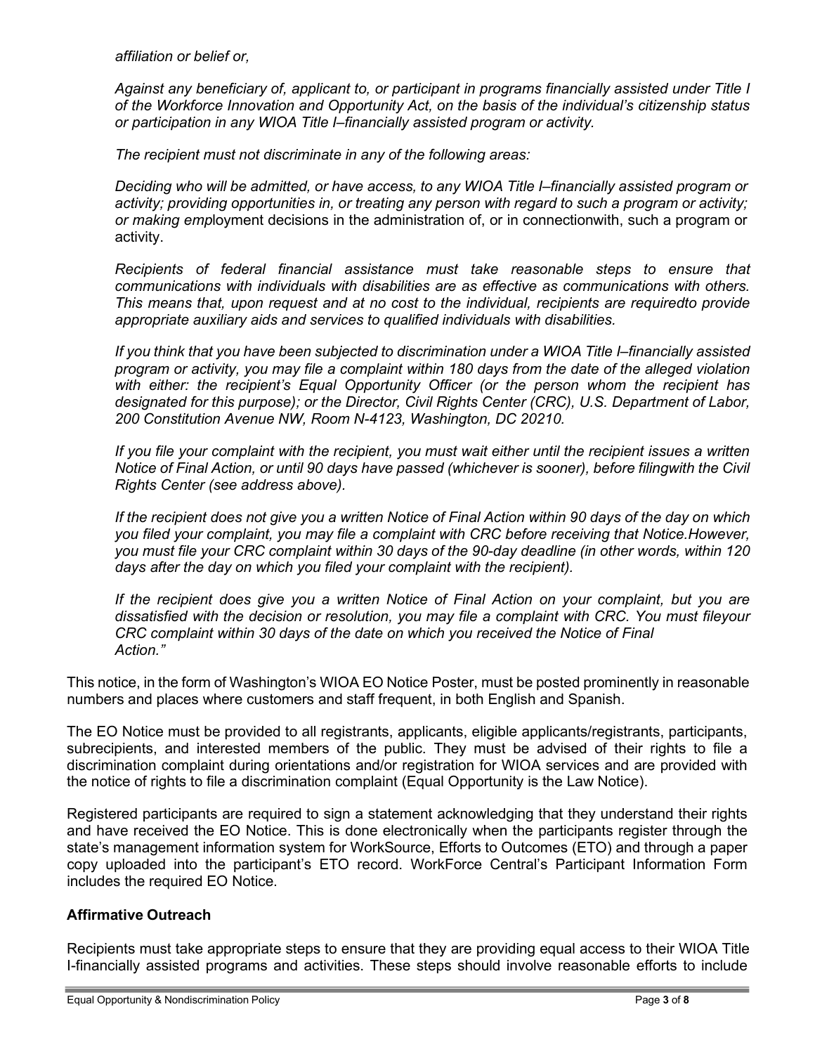*affiliation or belief or,*

*Against any beneficiary of, applicant to, or participant in programs financially assisted under Title I of the Workforce Innovation and Opportunity Act, on the basis of the individual's citizenship status or participation in any WIOA Title I–financially assisted program or activity.*

*The recipient must not discriminate in any of the following areas:*

*Deciding who will be admitted, or have access, to any WIOA Title I–financially assisted program or activity; providing opportunities in, or treating any person with regard to such a program or activity; or making emp*loyment decisions in the administration of, or in connectionwith, such a program or activity.

*Recipients of federal financial assistance must take reasonable steps to ensure that communications with individuals with disabilities are as effective as communications with others. This means that, upon request and at no cost to the individual, recipients are requiredto provide appropriate auxiliary aids and services to qualified individuals with disabilities.*

*If you think that you have been subjected to discrimination under a WIOA Title I–financially assisted program or activity, you may file a complaint within 180 days from the date of the alleged violation with either: the recipient's Equal Opportunity Officer (or the person whom the recipient has designated for this purpose); or the Director, Civil Rights Center (CRC), U.S. Department of Labor, 200 Constitution Avenue NW, Room N-4123, Washington, DC 20210.*

*If you file your complaint with the recipient, you must wait either until the recipient issues a written Notice of Final Action, or until 90 days have passed (whichever is sooner), before filingwith the Civil Rights Center (see address above).*

*If the recipient does not give you a written Notice of Final Action within 90 days of the day on which you filed your complaint, you may file a complaint with CRC before receiving that Notice.However, you must file your CRC complaint within 30 days of the 90-day deadline (in other words, within 120 days after the day on which you filed your complaint with the recipient).*

*If the recipient does give you a written Notice of Final Action on your complaint, but you are dissatisfied with the decision or resolution, you may file a complaint with CRC. You must fileyour CRC complaint within 30 days of the date on which you received the Notice of Final Action."*

This notice, in the form of Washington's WIOA EO Notice Poster, must be posted prominently in reasonable numbers and places where customers and staff frequent, in both English and Spanish.

The EO Notice must be provided to all registrants, applicants, eligible applicants/registrants, participants, subrecipients, and interested members of the public. They must be advised of their rights to file a discrimination complaint during orientations and/or registration for WIOA services and are provided with the notice of rights to file a discrimination complaint (Equal Opportunity is the Law Notice).

Registered participants are required to sign a statement acknowledging that they understand their rights and have received the EO Notice. This is done electronically when the participants register through the state's management information system for WorkSource, Efforts to Outcomes (ETO) and through a paper copy uploaded into the participant's ETO record. WorkForce Central's Participant Information Form includes the required EO Notice.

### Affirmative Outreach

Recipients must take appropriate steps to ensure that they are providing equal access to their WIOA Title I-financially assisted programs and activities. These steps should involve reasonable efforts to include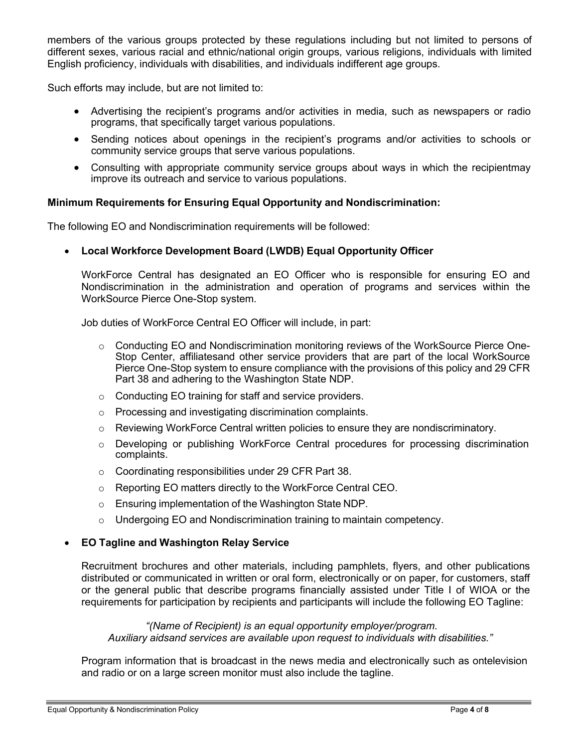members of the various groups protected by these regulations including but not limited to persons of different sexes, various racial and ethnic/national origin groups, various religions, individuals with limited English proficiency, individuals with disabilities, and individuals indifferent age groups.

Such efforts may include, but are not limited to:

- Advertising the recipient's programs and/or activities in media, such as newspapers or radio programs, that specifically target various populations.
- Sending notices about openings in the recipient's programs and/or activities to schools or community service groups that serve various populations.
- Consulting with appropriate community service groups about ways in which the recipientmay improve its outreach and service to various populations.

**Minimum Requirements for Ensuring Equal Opportunity and Nondiscrimination:**

The following EO and Nondiscrimination requirements will be followed:

- **Local Workforce Development Board (LWDB) Equal Opportunity Officer**

  WorkForce Central has designated an EO Officer who is responsible for ensuring EO and Nondiscrimination in the administration and operation of programs and services within the WorkSource Pierce One-Stop system.

  Job duties of WorkForce Central EO Officer will include, in part:

  - Conducting EO and Nondiscrimination monitoring reviews of the WorkSource Pierce One-Stop Center, affiliatesand other service providers that are part of the local WorkSource Pierce One-Stop system to ensure compliance with the provisions of this policy and 29 CFR Part 38 and adhering to the Washington State NDP.
  - Conducting EO training for staff and service providers.
  - Processing and investigating discrimination complaints.
  - Reviewing WorkForce Central written policies to ensure they are nondiscriminatory.
  - Developing or publishing WorkForce Central procedures for processing discrimination complaints.
  - Coordinating responsibilities under 29 CFR Part 38.
  - Reporting EO matters directly to the WorkForce Central CEO.
  - Ensuring implementation of the Washington State NDP.
  - Undergoing EO and Nondiscrimination training to maintain competency.

- **EO Tagline and Washington Relay Service**

  Recruitment brochures and other materials, including pamphlets, flyers, and other publications distributed or communicated in written or oral form, electronically or on paper, for customers, staff or the general public that describe programs financially assisted under Title I of WIOA or the requirements for participation by recipients and participants will include the following EO Tagline:

  *"(Name of Recipient) is an equal opportunity employer/program. Auxiliary aidsand services are available upon request to individuals with disabilities."*

  Program information that is broadcast in the news media and electronically such as ontelevision and radio or on a large screen monitor must also include the tagline.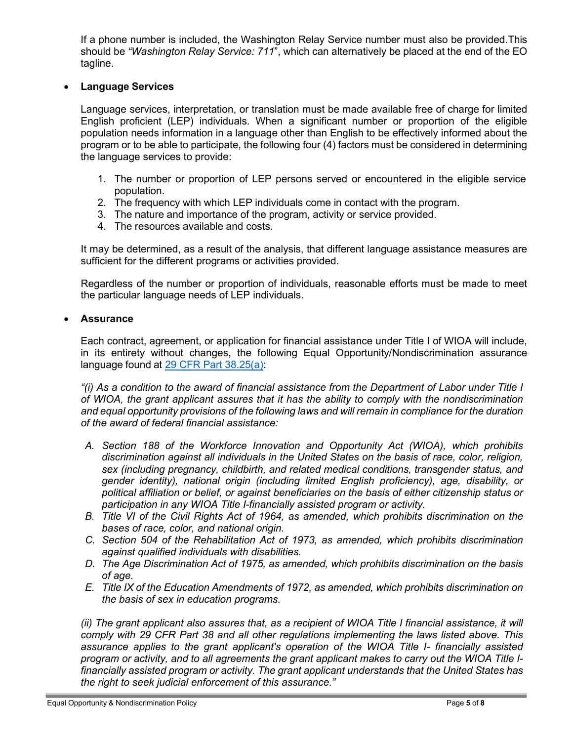If a phone number is included, the Washington Relay Service number must also be provided.This should be *"Washington Relay Service: 711"*, which can alternatively be placed at the end of the EO tagline.

- **Language Services**

  Language services, interpretation, or translation must be made available free of charge for limited English proficient (LEP) individuals. When a significant number or proportion of the eligible population needs information in a language other than English to be effectively informed about the program or to be able to participate, the following four (4) factors must be considered in determining the language services to provide:

  1. The number or proportion of LEP persons served or encountered in the eligible service population.
  2. The frequency with which LEP individuals come in contact with the program.
  3. The nature and importance of the program, activity or service provided.
  4. The resources available and costs.

  It may be determined, as a result of the analysis, that different language assistance measures are sufficient for the different programs or activities provided.

  Regardless of the number or proportion of individuals, reasonable efforts must be made to meet the particular language needs of LEP individuals.

- **Assurance**

  Each contract, agreement, or application for financial assistance under Title I of WIOA will include, in its entirety without changes, the following Equal Opportunity/Nondiscrimination assurance language found at [29 CFR Part 38.25(a)](29 CFR Part 38.25(a)):

  *"(i) As a condition to the award of financial assistance from the Department of Labor under Title I of WIOA, the grant applicant assures that it has the ability to comply with the nondiscrimination and equal opportunity provisions of the following laws and will remain in compliance for the duration of the award of federal financial assistance:*

  *A. Section 188 of the Workforce Innovation and Opportunity Act (WIOA), which prohibits discrimination against all individuals in the United States on the basis of race, color, religion, sex (including pregnancy, childbirth, and related medical conditions, transgender status, and gender identity), national origin (including limited English proficiency), age, disability, or political affiliation or belief, or against beneficiaries on the basis of either citizenship status or participation in any WIOA Title I-financially assisted program or activity.*
  *B. Title VI of the Civil Rights Act of 1964, as amended, which prohibits discrimination on the bases of race, color, and national origin.*
  *C. Section 504 of the Rehabilitation Act of 1973, as amended, which prohibits discrimination against qualified individuals with disabilities.*
  *D. The Age Discrimination Act of 1975, as amended, which prohibits discrimination on the basis of age.*
  *E. Title IX of the Education Amendments of 1972, as amended, which prohibits discrimination on the basis of sex in education programs.*

  *(ii) The grant applicant also assures that, as a recipient of WIOA Title I financial assistance, it will comply with 29 CFR Part 38 and all other regulations implementing the laws listed above. This assurance applies to the grant applicant's operation of the WIOA Title I- financially assisted program or activity, and to all agreements the grant applicant makes to carry out the WIOA Title I-financially assisted program or activity. The grant applicant understands that the United States has the right to seek judicial enforcement of this assurance."*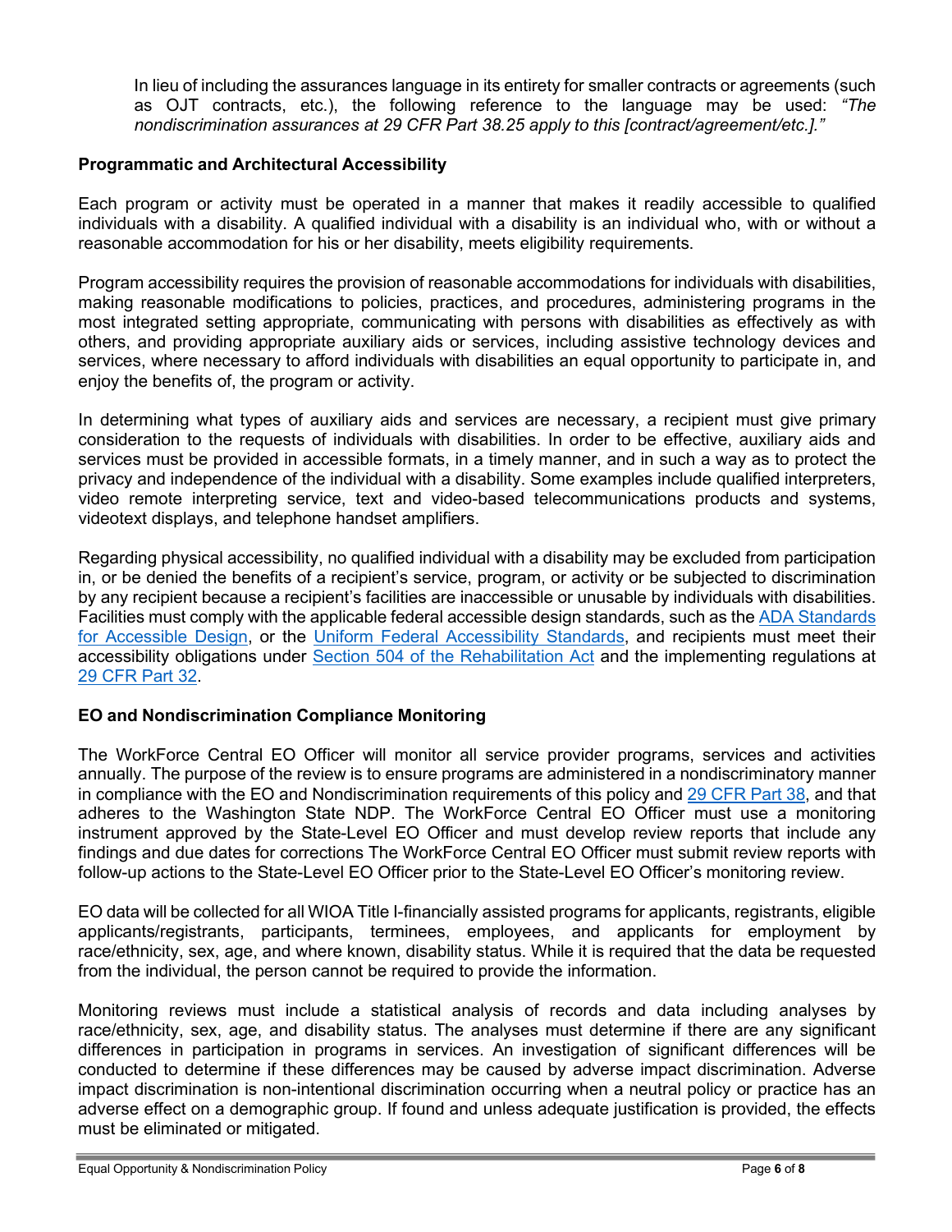In lieu of including the assurances language in its entirety for smaller contracts or agreements (such as OJT contracts, etc.), the following reference to the language may be used: *"The nondiscrimination assurances at 29 CFR Part 38.25 apply to this [contract/agreement/etc.]."*

**Programmatic and Architectural Accessibility**

Each program or activity must be operated in a manner that makes it readily accessible to qualified individuals with a disability. A qualified individual with a disability is an individual who, with or without a reasonable accommodation for his or her disability, meets eligibility requirements.

Program accessibility requires the provision of reasonable accommodations for individuals with disabilities, making reasonable modifications to policies, practices, and procedures, administering programs in the most integrated setting appropriate, communicating with persons with disabilities as effectively as with others, and providing appropriate auxiliary aids or services, including assistive technology devices and services, where necessary to afford individuals with disabilities an equal opportunity to participate in, and enjoy the benefits of, the program or activity.

In determining what types of auxiliary aids and services are necessary, a recipient must give primary consideration to the requests of individuals with disabilities. In order to be effective, auxiliary aids and services must be provided in accessible formats, in a timely manner, and in such a way as to protect the privacy and independence of the individual with a disability. Some examples include qualified interpreters, video remote interpreting service, text and video-based telecommunications products and systems, videotext displays, and telephone handset amplifiers.

Regarding physical accessibility, no qualified individual with a disability may be excluded from participation in, or be denied the benefits of a recipient's service, program, or activity or be subjected to discrimination by any recipient because a recipient's facilities are inaccessible or unusable by individuals with disabilities. Facilities must comply with the applicable federal accessible design standards, such as the ADA Standards for Accessible Design, or the Uniform Federal Accessibility Standards, and recipients must meet their accessibility obligations under Section 504 of the Rehabilitation Act and the implementing regulations at 29 CFR Part 32.

**EO and Nondiscrimination Compliance Monitoring**

The WorkForce Central EO Officer will monitor all service provider programs, services and activities annually. The purpose of the review is to ensure programs are administered in a nondiscriminatory manner in compliance with the EO and Nondiscrimination requirements of this policy and 29 CFR Part 38, and that adheres to the Washington State NDP. The WorkForce Central EO Officer must use a monitoring instrument approved by the State-Level EO Officer and must develop review reports that include any findings and due dates for corrections The WorkForce Central EO Officer must submit review reports with follow-up actions to the State-Level EO Officer prior to the State-Level EO Officer's monitoring review.

EO data will be collected for all WIOA Title I-financially assisted programs for applicants, registrants, eligible applicants/registrants, participants, terminees, employees, and applicants for employment by race/ethnicity, sex, age, and where known, disability status. While it is required that the data be requested from the individual, the person cannot be required to provide the information.

Monitoring reviews must include a statistical analysis of records and data including analyses by race/ethnicity, sex, age, and disability status. The analyses must determine if there are any significant differences in participation in programs in services. An investigation of significant differences will be conducted to determine if these differences may be caused by adverse impact discrimination. Adverse impact discrimination is non-intentional discrimination occurring when a neutral policy or practice has an adverse effect on a demographic group. If found and unless adequate justification is provided, the effects must be eliminated or mitigated.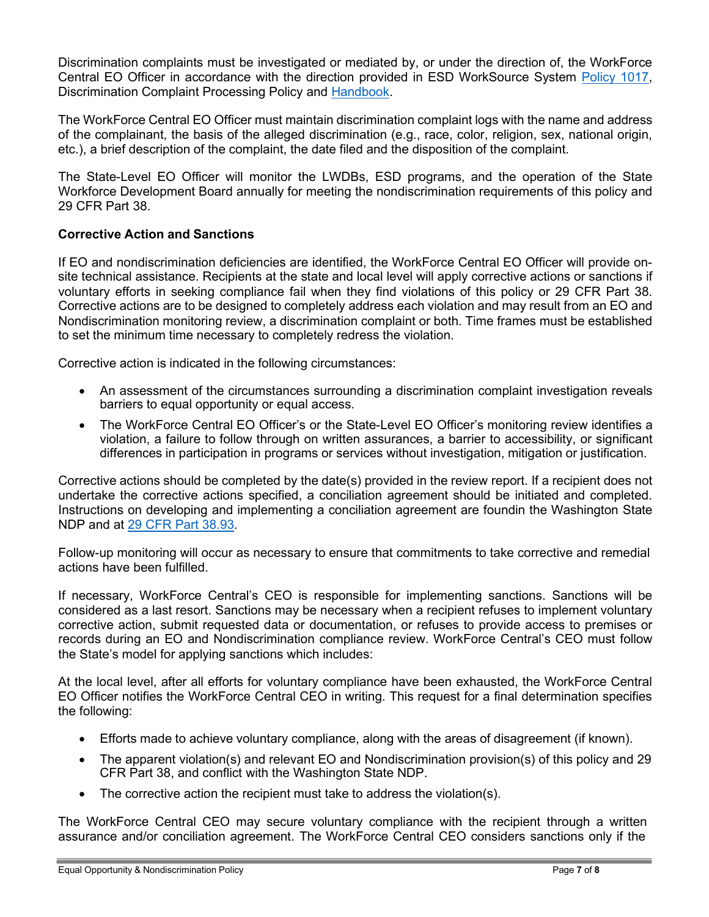Discrimination complaints must be investigated or mediated by, or under the direction of, the WorkForce Central EO Officer in accordance with the direction provided in ESD WorkSource System [Policy 1017](), Discrimination Complaint Processing Policy and [Handbook]().

The WorkForce Central EO Officer must maintain discrimination complaint logs with the name and address of the complainant, the basis of the alleged discrimination (e.g., race, color, religion, sex, national origin, etc.), a brief description of the complaint, the date filed and the disposition of the complaint.

The State-Level EO Officer will monitor the LWDBs, ESD programs, and the operation of the State Workforce Development Board annually for meeting the nondiscrimination requirements of this policy and 29 CFR Part 38.

**Corrective Action and Sanctions**

If EO and nondiscrimination deficiencies are identified, the WorkForce Central EO Officer will provide on-site technical assistance. Recipients at the state and local level will apply corrective actions or sanctions if voluntary efforts in seeking compliance fail when they find violations of this policy or 29 CFR Part 38. Corrective actions are to be designed to completely address each violation and may result from an EO and Nondiscrimination monitoring review, a discrimination complaint or both. Time frames must be established to set the minimum time necessary to completely redress the violation.

Corrective action is indicated in the following circumstances:

- An assessment of the circumstances surrounding a discrimination complaint investigation reveals barriers to equal opportunity or equal access.
- The WorkForce Central EO Officer's or the State-Level EO Officer's monitoring review identifies a violation, a failure to follow through on written assurances, a barrier to accessibility, or significant differences in participation in programs or services without investigation, mitigation or justification.

Corrective actions should be completed by the date(s) provided in the review report. If a recipient does not undertake the corrective actions specified, a conciliation agreement should be initiated and completed. Instructions on developing and implementing a conciliation agreement are foundin the Washington State NDP and at [29 CFR Part 38.93]().

Follow-up monitoring will occur as necessary to ensure that commitments to take corrective and remedial actions have been fulfilled.

If necessary, WorkForce Central's CEO is responsible for implementing sanctions. Sanctions will be considered as a last resort. Sanctions may be necessary when a recipient refuses to implement voluntary corrective action, submit requested data or documentation, or refuses to provide access to premises or records during an EO and Nondiscrimination compliance review. WorkForce Central's CEO must follow the State's model for applying sanctions which includes:

At the local level, after all efforts for voluntary compliance have been exhausted, the WorkForce Central EO Officer notifies the WorkForce Central CEO in writing. This request for a final determination specifies the following:

- Efforts made to achieve voluntary compliance, along with the areas of disagreement (if known).
- The apparent violation(s) and relevant EO and Nondiscrimination provision(s) of this policy and 29 CFR Part 38, and conflict with the Washington State NDP.
- The corrective action the recipient must take to address the violation(s).

The WorkForce Central CEO may secure voluntary compliance with the recipient through a written assurance and/or conciliation agreement. The WorkForce Central CEO considers sanctions only if the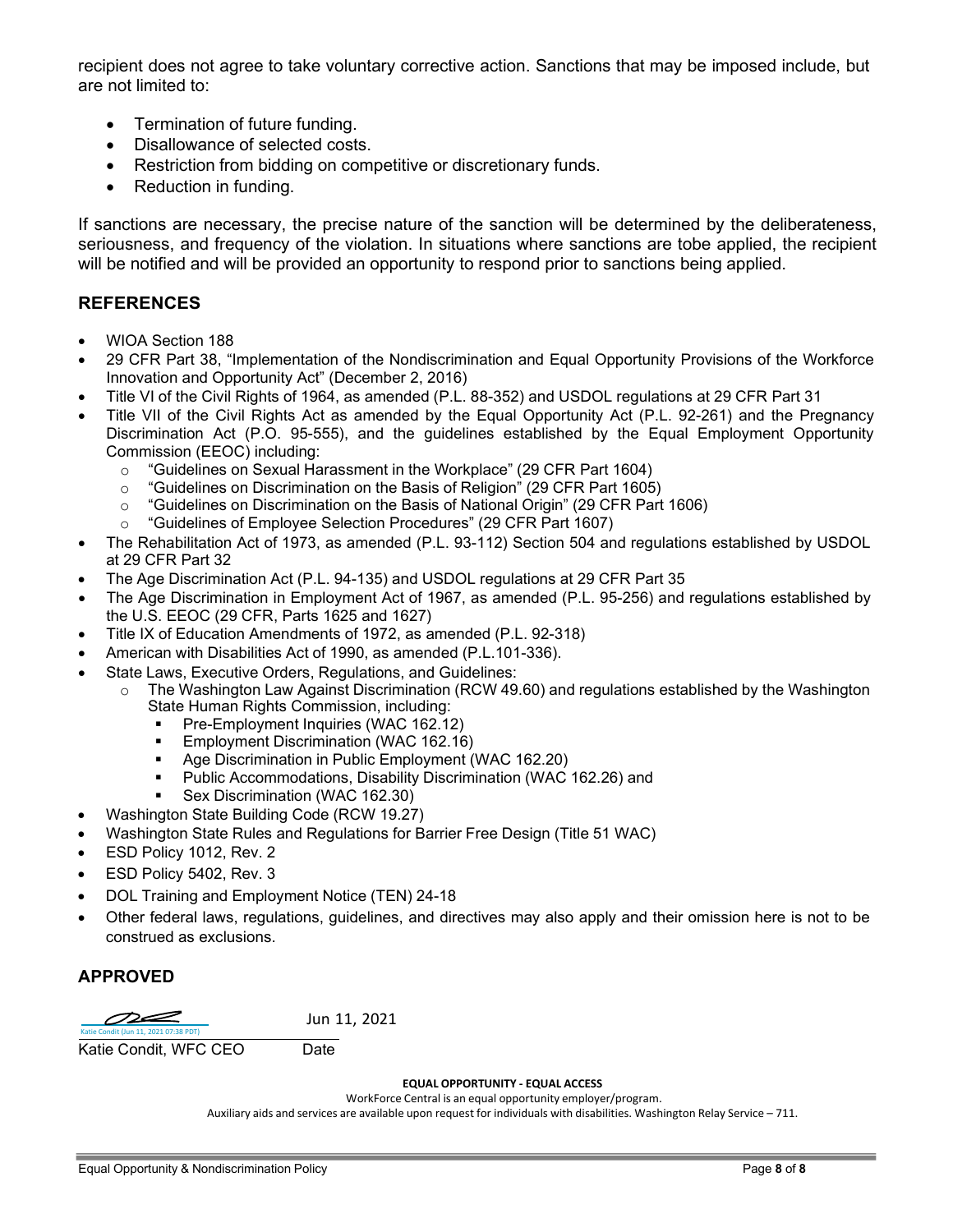recipient does not agree to take voluntary corrective action. Sanctions that may be imposed include, but are not limited to:

- Termination of future funding.
- Disallowance of selected costs.
- Restriction from bidding on competitive or discretionary funds.
- Reduction in funding.

If sanctions are necessary, the precise nature of the sanction will be determined by the deliberateness, seriousness, and frequency of the violation. In situations where sanctions are tobe applied, the recipient will be notified and will be provided an opportunity to respond prior to sanctions being applied.

## REFERENCES

- WIOA Section 188
- 29 CFR Part 38, "Implementation of the Nondiscrimination and Equal Opportunity Provisions of the Workforce Innovation and Opportunity Act" (December 2, 2016)
- Title VI of the Civil Rights of 1964, as amended (P.L. 88-352) and USDOL regulations at 29 CFR Part 31
- Title VII of the Civil Rights Act as amended by the Equal Opportunity Act (P.L. 92-261) and the Pregnancy Discrimination Act (P.O. 95-555), and the guidelines established by the Equal Employment Opportunity Commission (EEOC) including:
  - "Guidelines on Sexual Harassment in the Workplace" (29 CFR Part 1604)
  - "Guidelines on Discrimination on the Basis of Religion" (29 CFR Part 1605)
  - "Guidelines on Discrimination on the Basis of National Origin" (29 CFR Part 1606)
  - "Guidelines of Employee Selection Procedures" (29 CFR Part 1607)
- The Rehabilitation Act of 1973, as amended (P.L. 93-112) Section 504 and regulations established by USDOL at 29 CFR Part 32
- The Age Discrimination Act (P.L. 94-135) and USDOL regulations at 29 CFR Part 35
- The Age Discrimination in Employment Act of 1967, as amended (P.L. 95-256) and regulations established by the U.S. EEOC (29 CFR, Parts 1625 and 1627)
- Title IX of Education Amendments of 1972, as amended (P.L. 92-318)
- American with Disabilities Act of 1990, as amended (P.L.101-336).
- State Laws, Executive Orders, Regulations, and Guidelines:
  - The Washington Law Against Discrimination (RCW 49.60) and regulations established by the Washington State Human Rights Commission, including:
    - Pre-Employment Inquiries (WAC 162.12)
    - Employment Discrimination (WAC 162.16)
    - Age Discrimination in Public Employment (WAC 162.20)
    - Public Accommodations, Disability Discrimination (WAC 162.26) and
    - Sex Discrimination (WAC 162.30)
- Washington State Building Code (RCW 19.27)
- Washington State Rules and Regulations for Barrier Free Design (Title 51 WAC)
- ESD Policy 1012, Rev. 2
- ESD Policy 5402, Rev. 3
- DOL Training and Employment Notice (TEN) 24-18
- Other federal laws, regulations, guidelines, and directives may also apply and their omission here is not to be construed as exclusions.

## APPROVED

Katie Condit (Jun 11, 2021 07:38 PDT)

Katie Condit, WFC CEO

Jun 11, 2021

Date

**EQUAL OPPORTUNITY - EQUAL ACCESS**

WorkForce Central is an equal opportunity employer/program.

Auxiliary aids and services are available upon request for individuals with disabilities. Washington Relay Service – 711.